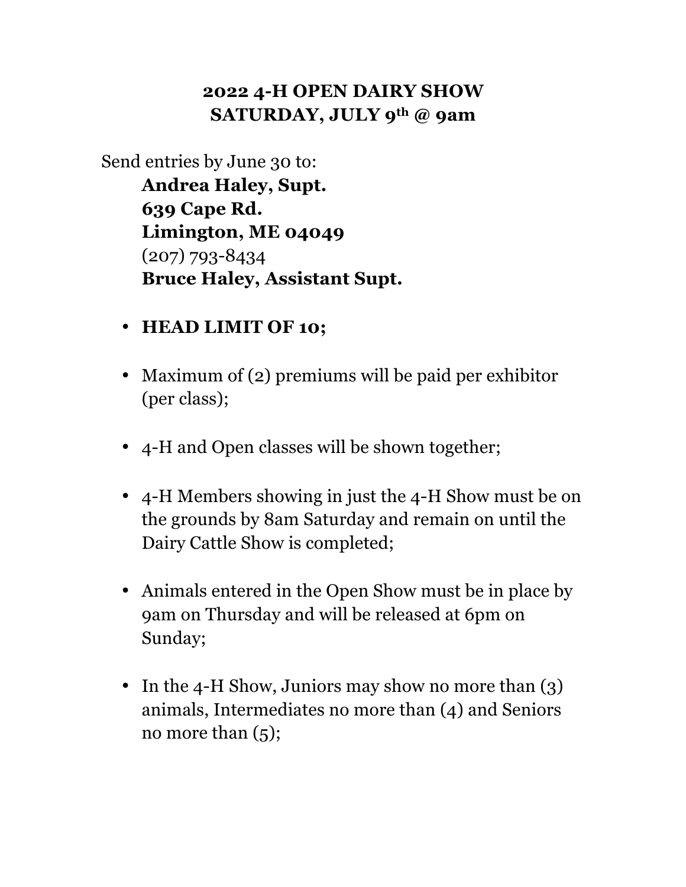# 2022 4-H OPEN DAIRY SHOW
## SATURDAY, JULY 9th @ 9am

Send entries by June 30 to:

**Andrea Haley, Supt.**
**639 Cape Rd.**
**Limington, ME 04049**
(207) 793-8434
**Bruce Haley, Assistant Supt.**

- **HEAD LIMIT OF 10;**
- Maximum of (2) premiums will be paid per exhibitor (per class);
- 4-H and Open classes will be shown together;
- 4-H Members showing in just the 4-H Show must be on the grounds by 8am Saturday and remain on until the Dairy Cattle Show is completed;
- Animals entered in the Open Show must be in place by 9am on Thursday and will be released at 6pm on Sunday;
- In the 4-H Show, Juniors may show no more than (3) animals, Intermediates no more than (4) and Seniors no more than (5);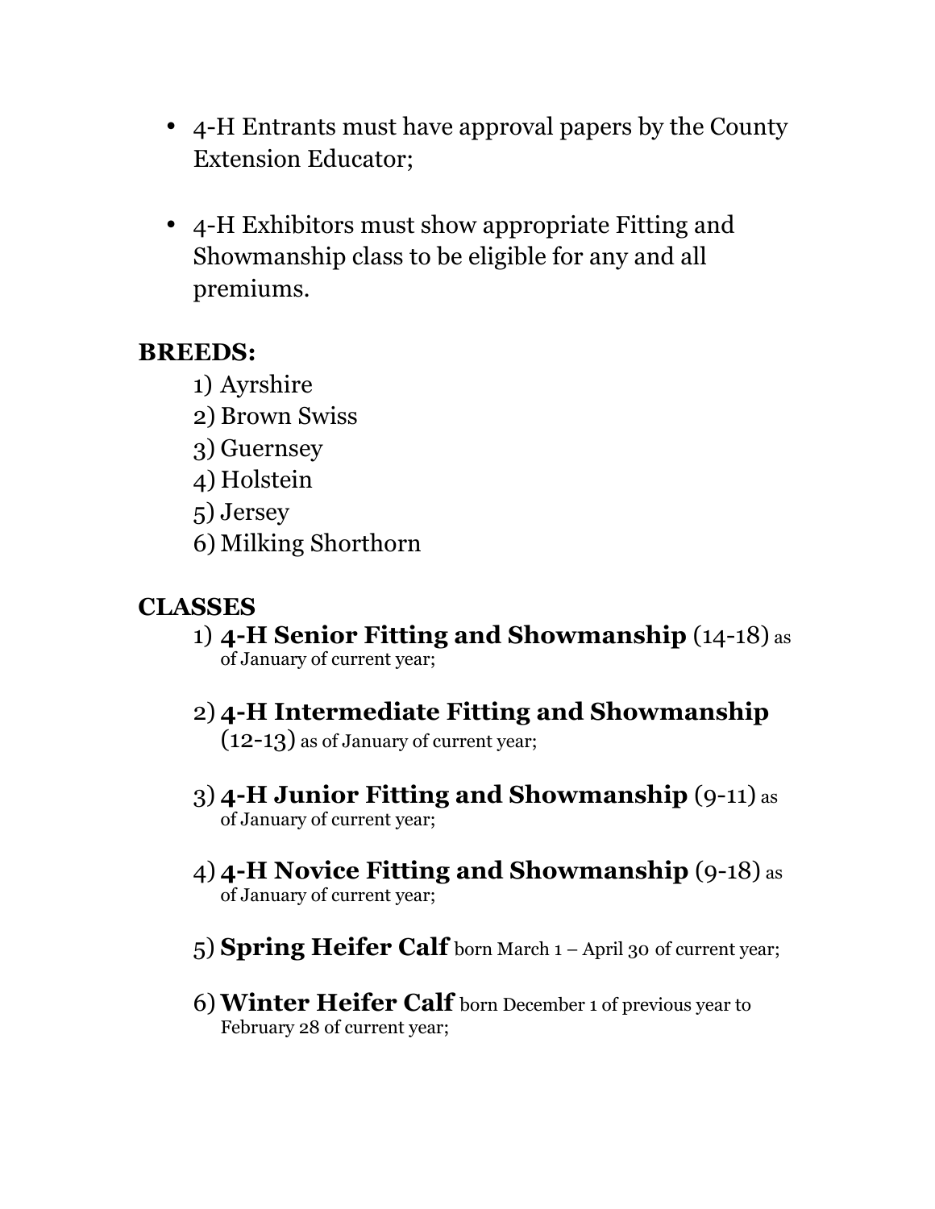- 4-H Entrants must have approval papers by the County Extension Educator;

- 4-H Exhibitors must show appropriate Fitting and Showmanship class to be eligible for any and all premiums.

**BREEDS:**

1) Ayrshire
2) Brown Swiss
3) Guernsey
4) Holstein
5) Jersey
6) Milking Shorthorn

**CLASSES**

1) **4-H Senior Fitting and Showmanship** (14-18) as of January of current year;

2) **4-H Intermediate Fitting and Showmanship** (12-13) as of January of current year;

3) **4-H Junior Fitting and Showmanship** (9-11) as of January of current year;

4) **4-H Novice Fitting and Showmanship** (9-18) as of January of current year;

5) **Spring Heifer Calf** born March 1 – April 30 of current year;

6) **Winter Heifer Calf** born December 1 of previous year to February 28 of current year;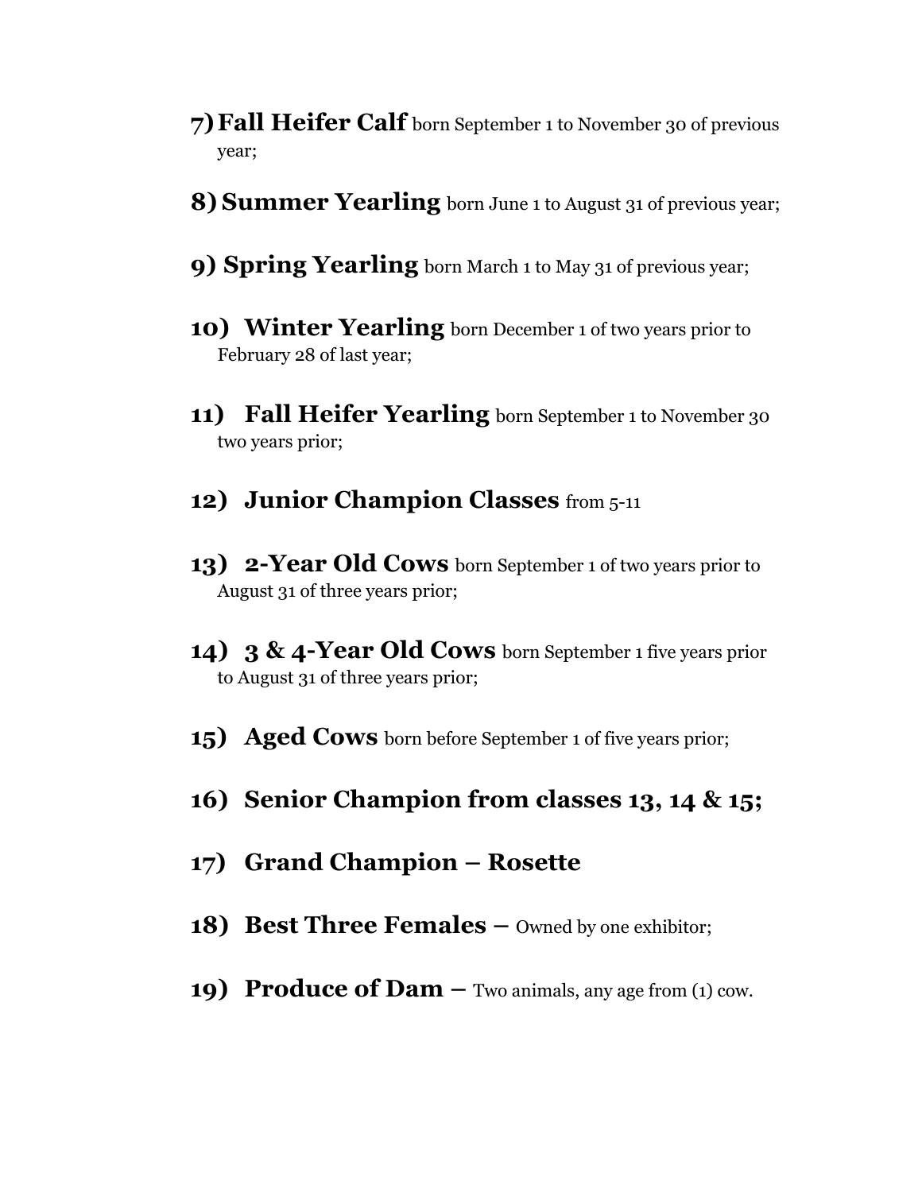7) **Fall Heifer Calf** born September 1 to November 30 of previous year;

8) **Summer Yearling** born June 1 to August 31 of previous year;

9) **Spring Yearling** born March 1 to May 31 of previous year;

10) **Winter Yearling** born December 1 of two years prior to February 28 of last year;

11) **Fall Heifer Yearling** born September 1 to November 30 two years prior;

12) **Junior Champion Classes** from 5-11

13) **2-Year Old Cows** born September 1 of two years prior to August 31 of three years prior;

14) **3 & 4-Year Old Cows** born September 1 five years prior to August 31 of three years prior;

15) **Aged Cows** born before September 1 of five years prior;

16) **Senior Champion from classes 13, 14 & 15;**

17) **Grand Champion – Rosette**

18) **Best Three Females –** Owned by one exhibitor;

19) **Produce of Dam –** Two animals, any age from (1) cow.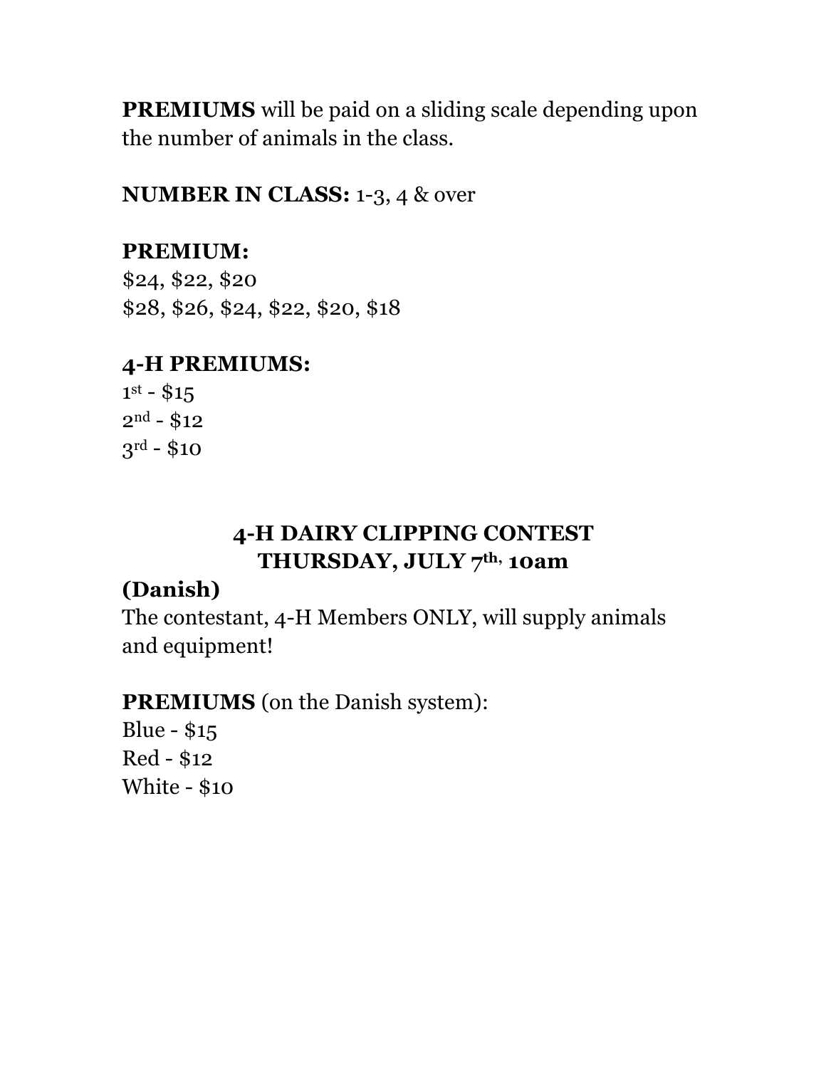**PREMIUMS** will be paid on a sliding scale depending upon the number of animals in the class.

**NUMBER IN CLASS:** 1-3, 4 & over

**PREMIUM:**
$24, $22, $20
$28, $26, $24, $22, $20, $18

**4-H PREMIUMS:**
1st - $15
2nd - $12
3rd - $10

## 4-H DAIRY CLIPPING CONTEST
## THURSDAY, JULY 7th, 10am

**(Danish)**
The contestant, 4-H Members ONLY, will supply animals and equipment!

**PREMIUMS** (on the Danish system):
Blue - $15
Red - $12
White - $10